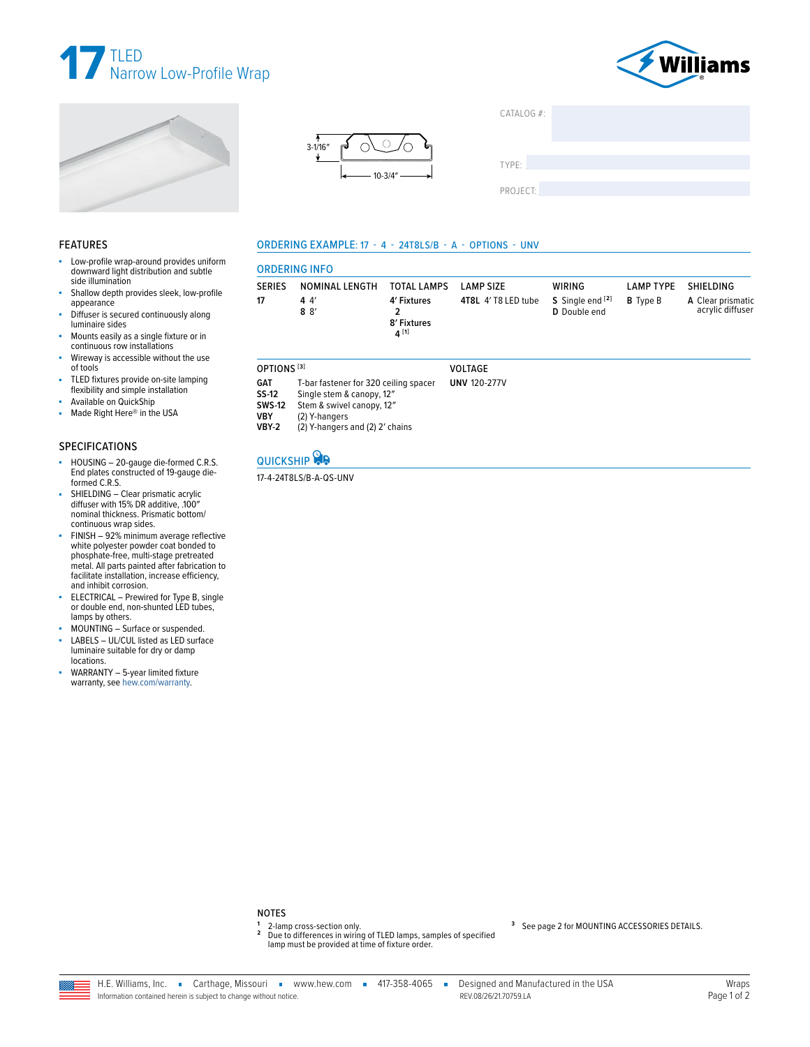# 17 TLED Narrow Low-Profile Wrap

Williams

3-1/16″

10-3/4″

CATALOG #:

TYPE:

PROJECT:

## FEATURES

- Low-profile wrap-around provides uniform downward light distribution and subtle side illumination
- Shallow depth provides sleek, low-profile appearance
- Diffuser is secured continuously along luminaire sides
- Mounts easily as a single fixture or in continuous row installations
- Wireway is accessible without the use of tools
- TLED fixtures provide on-site lamping flexibility and simple installation
- Available on QuickShip
- Made Right Here® in the USA

## SPECIFICATIONS

- HOUSING – 20-gauge die-formed C.R.S. End plates constructed of 19-gauge die-formed C.R.S.
- SHIELDING – Clear prismatic acrylic diffuser with 15% DR additive, .100″ nominal thickness. Prismatic bottom/continuous wrap sides.
- FINISH – 92% minimum average reflective white polyester powder coat bonded to phosphate-free, multi-stage pretreated metal. All parts painted after fabrication to facilitate installation, increase efficiency, and inhibit corrosion.
- ELECTRICAL – Prewired for Type B, single or double end, non-shunted LED tubes, lamps by others.
- MOUNTING – Surface or suspended.
- LABELS – UL/CUL listed as LED surface luminaire suitable for dry or damp locations.
- WARRANTY – 5-year limited fixture warranty, see hew.com/warranty.

## ORDERING EXAMPLE: 17 - 4 - 24T8LS/B - A - OPTIONS - UNV

## ORDERING INFO

| SERIES | NOMINAL LENGTH | TOTAL LAMPS | LAMP SIZE | WIRING | LAMP TYPE | SHIELDING |
|---|---|---|---|---|---|---|
| **17** | **4** 4′<br>**8** 8′ | **4′ Fixtures**<br>**2**<br>**8′ Fixtures**<br>**4** [1] | **4T8L** 4′ T8 LED tube | **S** Single end [2]<br>**D** Double end | **B** Type B | **A** Clear prismatic acrylic diffuser |

| OPTIONS [3] | |
|---|---|
| **GAT** | T-bar fastener for 320 ceiling spacer |
| **SS-12** | Single stem & canopy, 12″ |
| **SWS-12** | Stem & swivel canopy, 12″ |
| **VBY** | (2) Y-hangers |
| **VBY-2** | (2) Y-hangers and (2) 2′ chains |

| VOLTAGE | |
|---|---|
| **UNV** | 120-277V |

## QUICKSHIP

17-4-24T8LS/B-A-QS-UNV

## NOTES

[1] 2-lamp cross-section only.

[2] Due to differences in wiring of TLED lamps, samples of specified lamp must be provided at time of fixture order.

[3] See page 2 for MOUNTING ACCESSORIES DETAILS.

H.E. Williams, Inc. ▪ Carthage, Missouri ▪ www.hew.com ▪ 417-358-4065 ▪ Designed and Manufactured in the USA

Information contained herein is subject to change without notice. REV.08/26/21.70759.LA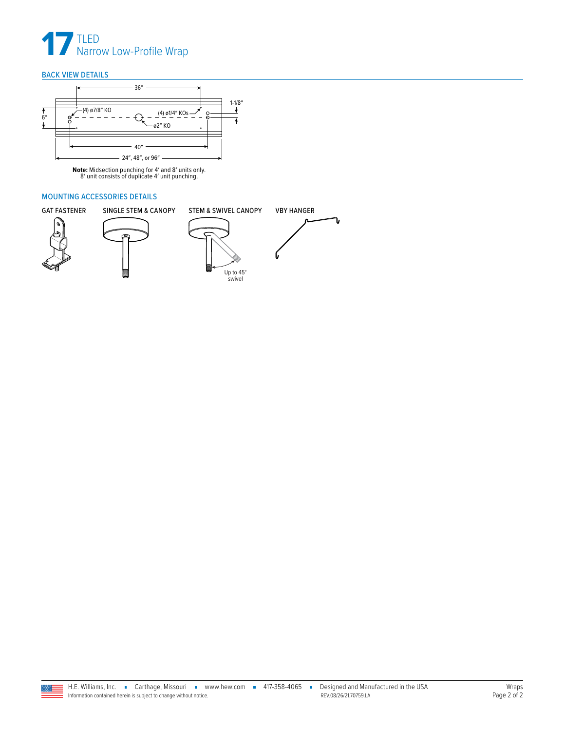# 17 TLED Narrow Low-Profile Wrap

## BACK VIEW DETAILS

36″

1-1/8″

6″

(4) ø7/8″ KO

(4) ø1/4″ KOs

ø2″ KO

40″

24″, 48″, or 96″

**Note:** Midsection punching for 4′ and 8′ units only.
8′ unit consists of duplicate 4′ unit punching.

## MOUNTING ACCESSORIES DETAILS

GAT FASTENER

SINGLE STEM & CANOPY

STEM & SWIVEL CANOPY

Up to 45° swivel

VBY HANGER

H.E. Williams, Inc. ■ Carthage, Missouri ■ www.hew.com ■ 417-358-4065 ■ Designed and Manufactured in the USA

Information contained herein is subject to change without notice. REV.08/26/21.70759.LA